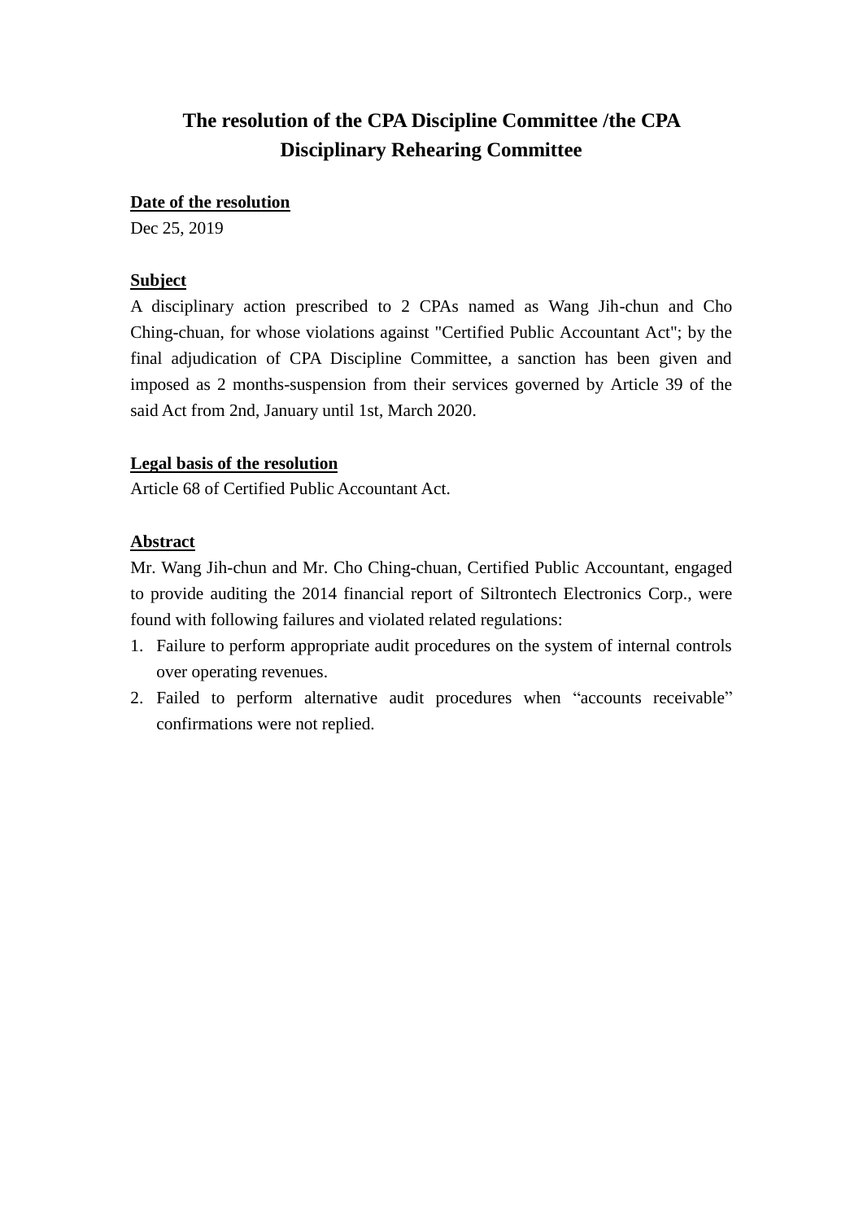# The resolution of the CPA Discipline Committee /the CPA Disciplinary Rehearing Committee

**Date of the resolution**

Dec 25, 2019

**Subject**

A disciplinary action prescribed to 2 CPAs named as Wang Jih-chun and Cho Ching-chuan, for whose violations against "Certified Public Accountant Act"; by the final adjudication of CPA Discipline Committee, a sanction has been given and imposed as 2 months-suspension from their services governed by Article 39 of the said Act from 2nd, January until 1st, March 2020.

**Legal basis of the resolution**

Article 68 of Certified Public Accountant Act.

**Abstract**

Mr. Wang Jih-chun and Mr. Cho Ching-chuan, Certified Public Accountant, engaged to provide auditing the 2014 financial report of Siltrontech Electronics Corp., were found with following failures and violated related regulations:

1. Failure to perform appropriate audit procedures on the system of internal controls over operating revenues.
2. Failed to perform alternative audit procedures when “accounts receivable” confirmations were not replied.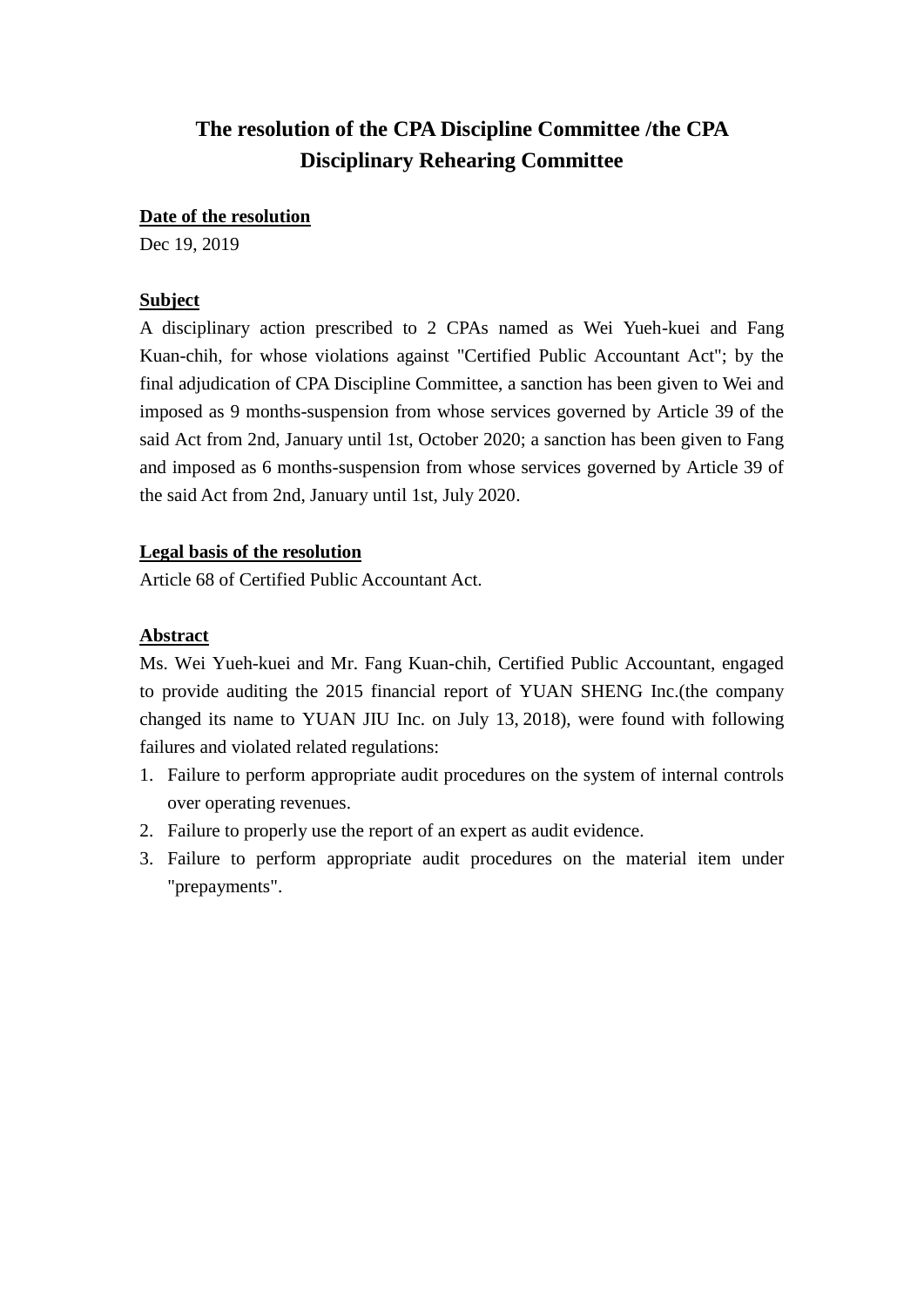# The resolution of the CPA Discipline Committee /the CPA Disciplinary Rehearing Committee

**Date of the resolution**

Dec 19, 2019

**Subject**

A disciplinary action prescribed to 2 CPAs named as Wei Yueh-kuei and Fang Kuan-chih, for whose violations against "Certified Public Accountant Act"; by the final adjudication of CPA Discipline Committee, a sanction has been given to Wei and imposed as 9 months-suspension from whose services governed by Article 39 of the said Act from 2nd, January until 1st, October 2020; a sanction has been given to Fang and imposed as 6 months-suspension from whose services governed by Article 39 of the said Act from 2nd, January until 1st, July 2020.

**Legal basis of the resolution**

Article 68 of Certified Public Accountant Act.

**Abstract**

Ms. Wei Yueh-kuei and Mr. Fang Kuan-chih, Certified Public Accountant, engaged to provide auditing the 2015 financial report of YUAN SHENG Inc.(the company changed its name to YUAN JIU Inc. on July 13, 2018), were found with following failures and violated related regulations:

1. Failure to perform appropriate audit procedures on the system of internal controls over operating revenues.
2. Failure to properly use the report of an expert as audit evidence.
3. Failure to perform appropriate audit procedures on the material item under "prepayments".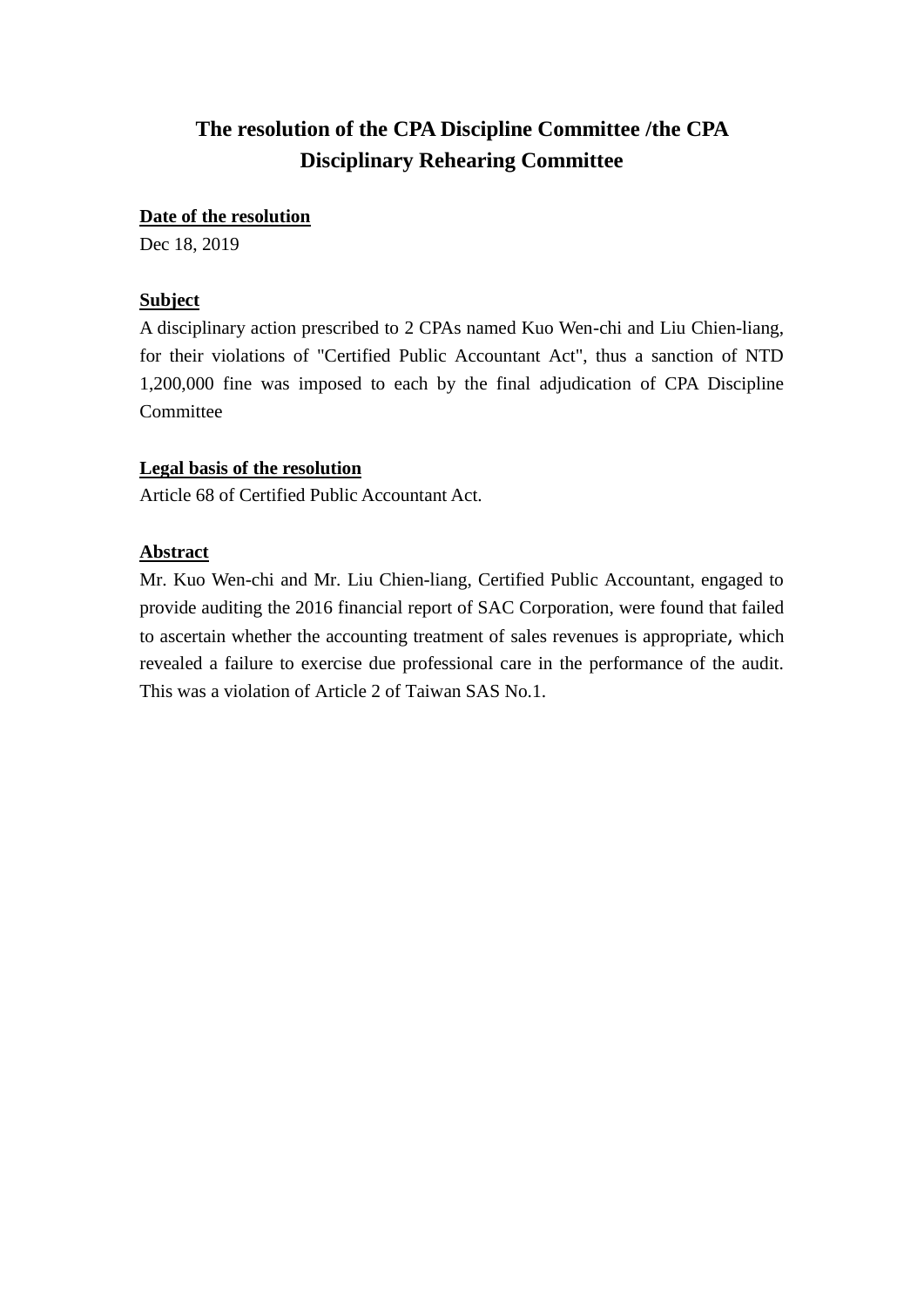# The resolution of the CPA Discipline Committee /the CPA Disciplinary Rehearing Committee

**Date of the resolution**

Dec 18, 2019

**Subject**

A disciplinary action prescribed to 2 CPAs named Kuo Wen-chi and Liu Chien-liang, for their violations of "Certified Public Accountant Act", thus a sanction of NTD 1,200,000 fine was imposed to each by the final adjudication of CPA Discipline Committee

**Legal basis of the resolution**

Article 68 of Certified Public Accountant Act.

**Abstract**

Mr. Kuo Wen-chi and Mr. Liu Chien-liang, Certified Public Accountant, engaged to provide auditing the 2016 financial report of SAC Corporation, were found that failed to ascertain whether the accounting treatment of sales revenues is appropriate, which revealed a failure to exercise due professional care in the performance of the audit. This was a violation of Article 2 of Taiwan SAS No.1.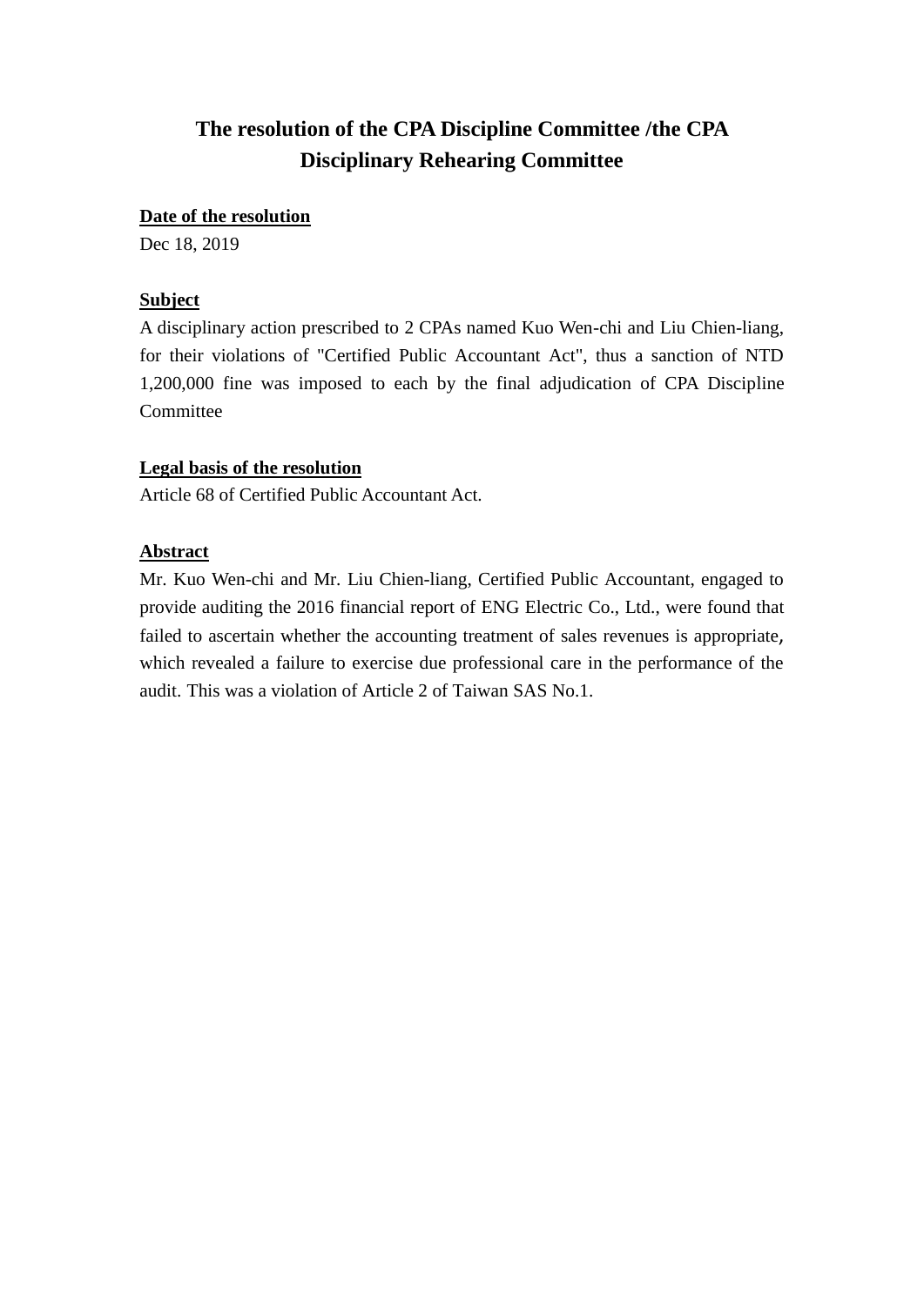# The resolution of the CPA Discipline Committee /the CPA Disciplinary Rehearing Committee

**Date of the resolution**

Dec 18, 2019

**Subject**

A disciplinary action prescribed to 2 CPAs named Kuo Wen-chi and Liu Chien-liang, for their violations of "Certified Public Accountant Act", thus a sanction of NTD 1,200,000 fine was imposed to each by the final adjudication of CPA Discipline Committee

**Legal basis of the resolution**

Article 68 of Certified Public Accountant Act.

**Abstract**

Mr. Kuo Wen-chi and Mr. Liu Chien-liang, Certified Public Accountant, engaged to provide auditing the 2016 financial report of ENG Electric Co., Ltd., were found that failed to ascertain whether the accounting treatment of sales revenues is appropriate, which revealed a failure to exercise due professional care in the performance of the audit. This was a violation of Article 2 of Taiwan SAS No.1.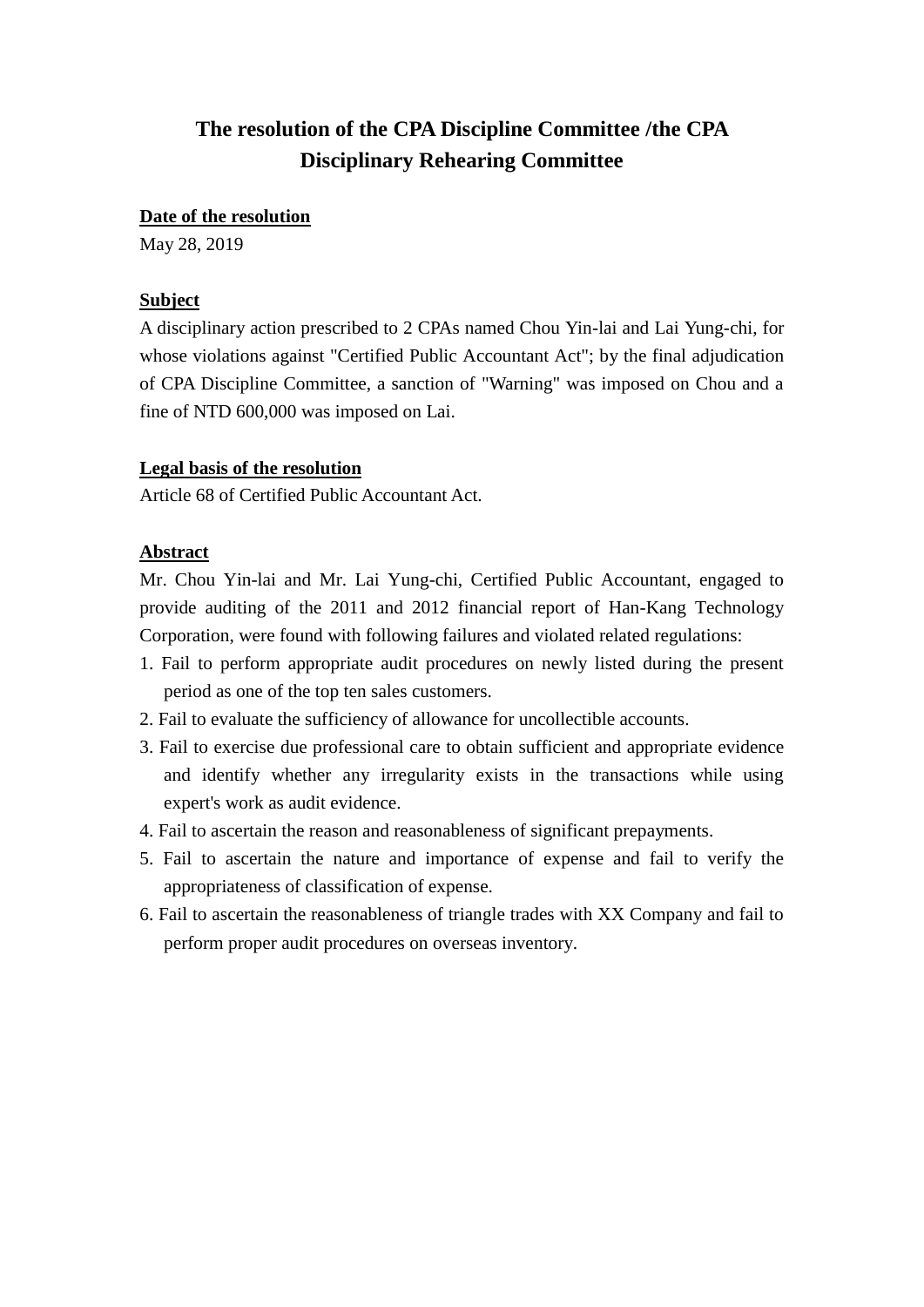# The resolution of the CPA Discipline Committee /the CPA Disciplinary Rehearing Committee

**Date of the resolution**

May 28, 2019

**Subject**

A disciplinary action prescribed to 2 CPAs named Chou Yin-lai and Lai Yung-chi, for whose violations against "Certified Public Accountant Act"; by the final adjudication of CPA Discipline Committee, a sanction of "Warning" was imposed on Chou and a fine of NTD 600,000 was imposed on Lai.

**Legal basis of the resolution**

Article 68 of Certified Public Accountant Act.

**Abstract**

Mr. Chou Yin-lai and Mr. Lai Yung-chi, Certified Public Accountant, engaged to provide auditing of the 2011 and 2012 financial report of Han-Kang Technology Corporation, were found with following failures and violated related regulations:

1. Fail to perform appropriate audit procedures on newly listed during the present period as one of the top ten sales customers.
2. Fail to evaluate the sufficiency of allowance for uncollectible accounts.
3. Fail to exercise due professional care to obtain sufficient and appropriate evidence and identify whether any irregularity exists in the transactions while using expert's work as audit evidence.
4. Fail to ascertain the reason and reasonableness of significant prepayments.
5. Fail to ascertain the nature and importance of expense and fail to verify the appropriateness of classification of expense.
6. Fail to ascertain the reasonableness of triangle trades with XX Company and fail to perform proper audit procedures on overseas inventory.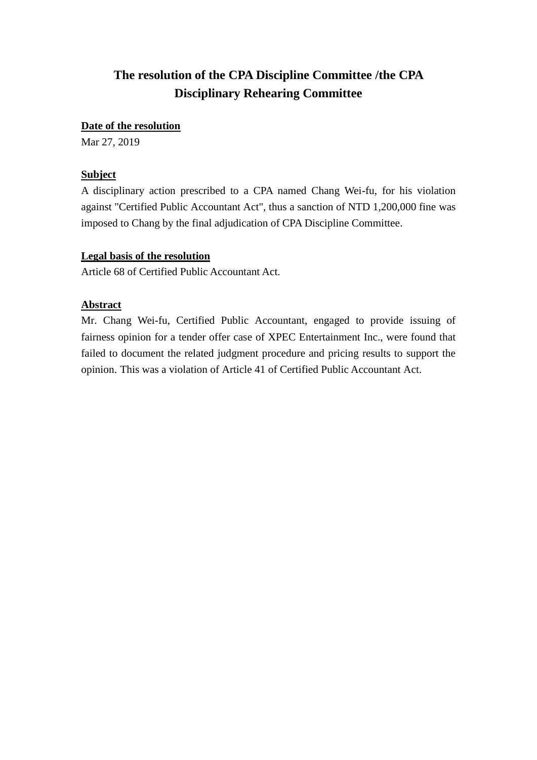# The resolution of the CPA Discipline Committee /the CPA Disciplinary Rehearing Committee

**Date of the resolution**

Mar 27, 2019

**Subject**

A disciplinary action prescribed to a CPA named Chang Wei-fu, for his violation against "Certified Public Accountant Act", thus a sanction of NTD 1,200,000 fine was imposed to Chang by the final adjudication of CPA Discipline Committee.

**Legal basis of the resolution**

Article 68 of Certified Public Accountant Act.

**Abstract**

Mr. Chang Wei-fu, Certified Public Accountant, engaged to provide issuing of fairness opinion for a tender offer case of XPEC Entertainment Inc., were found that failed to document the related judgment procedure and pricing results to support the opinion. This was a violation of Article 41 of Certified Public Accountant Act.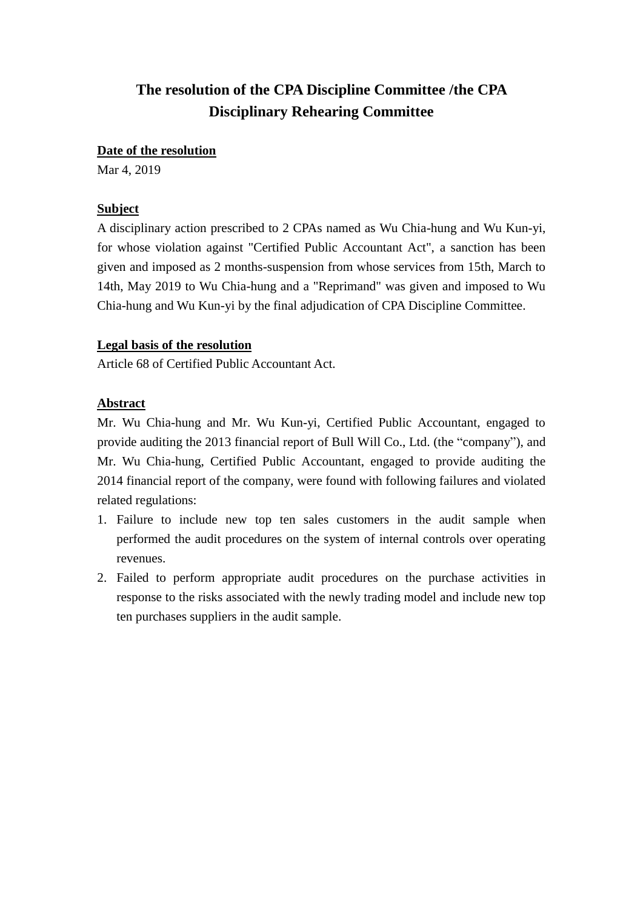# The resolution of the CPA Discipline Committee /the CPA Disciplinary Rehearing Committee

**Date of the resolution**

Mar 4, 2019

**Subject**

A disciplinary action prescribed to 2 CPAs named as Wu Chia-hung and Wu Kun-yi, for whose violation against "Certified Public Accountant Act", a sanction has been given and imposed as 2 months-suspension from whose services from 15th, March to 14th, May 2019 to Wu Chia-hung and a "Reprimand" was given and imposed to Wu Chia-hung and Wu Kun-yi by the final adjudication of CPA Discipline Committee.

**Legal basis of the resolution**

Article 68 of Certified Public Accountant Act.

**Abstract**

Mr. Wu Chia-hung and Mr. Wu Kun-yi, Certified Public Accountant, engaged to provide auditing the 2013 financial report of Bull Will Co., Ltd. (the "company"), and Mr. Wu Chia-hung, Certified Public Accountant, engaged to provide auditing the 2014 financial report of the company, were found with following failures and violated related regulations:

1. Failure to include new top ten sales customers in the audit sample when performed the audit procedures on the system of internal controls over operating revenues.
2. Failed to perform appropriate audit procedures on the purchase activities in response to the risks associated with the newly trading model and include new top ten purchases suppliers in the audit sample.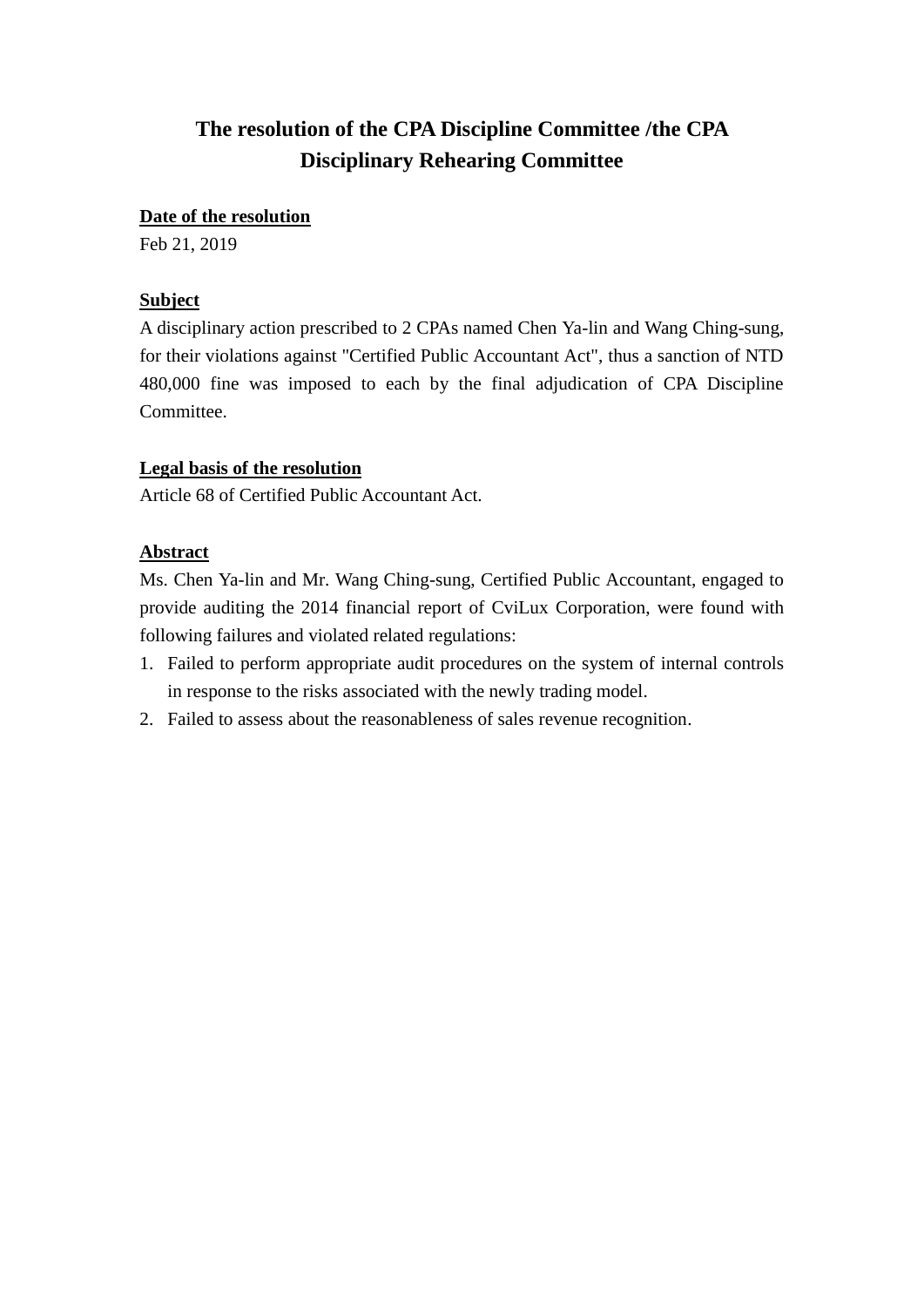# The resolution of the CPA Discipline Committee /the CPA Disciplinary Rehearing Committee

**Date of the resolution**

Feb 21, 2019

**Subject**

A disciplinary action prescribed to 2 CPAs named Chen Ya-lin and Wang Ching-sung, for their violations against "Certified Public Accountant Act", thus a sanction of NTD 480,000 fine was imposed to each by the final adjudication of CPA Discipline Committee.

**Legal basis of the resolution**

Article 68 of Certified Public Accountant Act.

**Abstract**

Ms. Chen Ya-lin and Mr. Wang Ching-sung, Certified Public Accountant, engaged to provide auditing the 2014 financial report of CviLux Corporation, were found with following failures and violated related regulations:

1. Failed to perform appropriate audit procedures on the system of internal controls in response to the risks associated with the newly trading model.
2. Failed to assess about the reasonableness of sales revenue recognition.